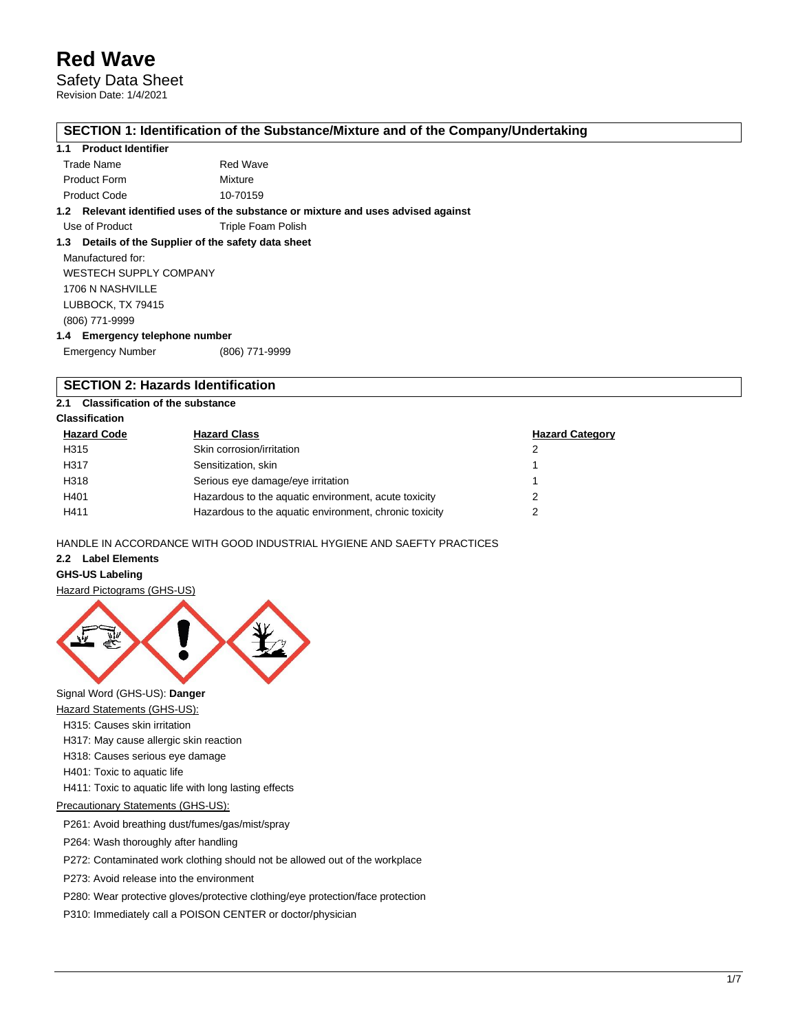# Red Wave

Safety Data Sheet

Revision Date: 1/4/2021

## SECTION 1: Identification of the Substance/Mixture and of the Company/Undertaking

### 1.1 Product Identifier

| | |
|---|---|
| Trade Name | Red Wave |
| Product Form | Mixture |
| Product Code | 10-70159 |

### 1.2 Relevant identified uses of the substance or mixture and uses advised against

| | |
|---|---|
| Use of Product | Triple Foam Polish |

### 1.3 Details of the Supplier of the safety data sheet

Manufactured for:
WESTECH SUPPLY COMPANY
1706 N NASHVILLE
LUBBOCK, TX 79415
(806) 771-9999

### 1.4 Emergency telephone number

| | |
|---|---|
| Emergency Number | (806) 771-9999 |

## SECTION 2: Hazards Identification

### 2.1 Classification of the substance

**Classification**

| Hazard Code | Hazard Class | Hazard Category |
|---|---|---|
| H315 | Skin corrosion/irritation | 2 |
| H317 | Sensitization, skin | 1 |
| H318 | Serious eye damage/eye irritation | 1 |
| H401 | Hazardous to the aquatic environment, acute toxicity | 2 |
| H411 | Hazardous to the aquatic environment, chronic toxicity | 2 |

HANDLE IN ACCORDANCE WITH GOOD INDUSTRIAL HYGIENE AND SAEFTY PRACTICES

### 2.2 Label Elements

**GHS-US Labeling**

Hazard Pictograms (GHS-US)

Signal Word (GHS-US): **Danger**

Hazard Statements (GHS-US):

H315: Causes skin irritation
H317: May cause allergic skin reaction
H318: Causes serious eye damage
H401: Toxic to aquatic life
H411: Toxic to aquatic life with long lasting effects

Precautionary Statements (GHS-US):

P261: Avoid breathing dust/fumes/gas/mist/spray
P264: Wash thoroughly after handling
P272: Contaminated work clothing should not be allowed out of the workplace
P273: Avoid release into the environment
P280: Wear protective gloves/protective clothing/eye protection/face protection
P310: Immediately call a POISON CENTER or doctor/physician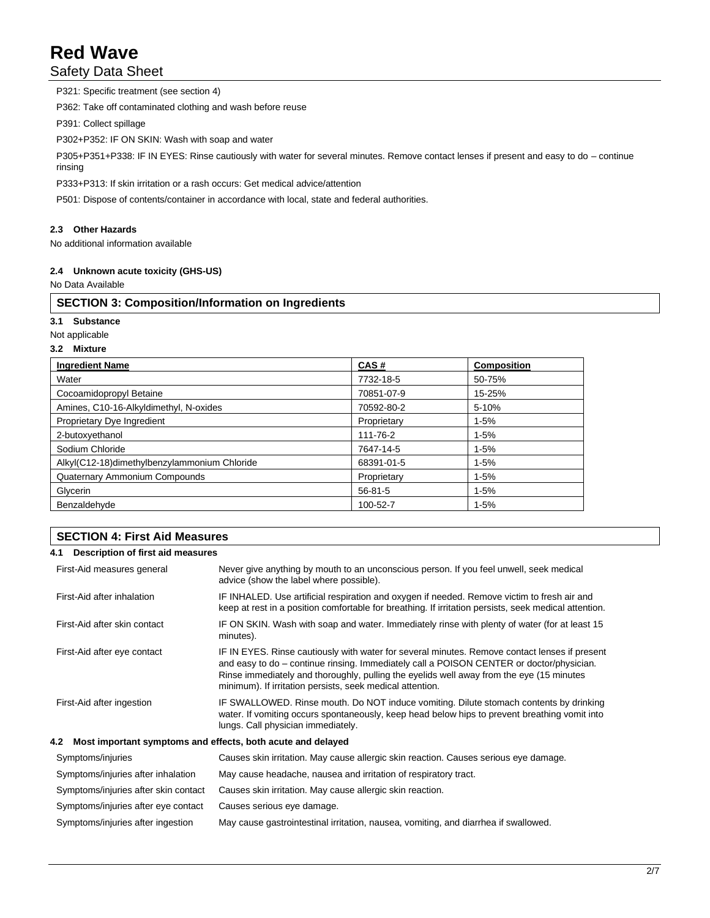P321: Specific treatment (see section 4)

P362: Take off contaminated clothing and wash before reuse

P391: Collect spillage

P302+P352: IF ON SKIN: Wash with soap and water

P305+P351+P338: IF IN EYES: Rinse cautiously with water for several minutes. Remove contact lenses if present and easy to do – continue rinsing

P333+P313: If skin irritation or a rash occurs: Get medical advice/attention

P501: Dispose of contents/container in accordance with local, state and federal authorities.

**2.3 Other Hazards**

No additional information available

**2.4 Unknown acute toxicity (GHS-US)**

No Data Available

## SECTION 3: Composition/Information on Ingredients

**3.1 Substance**

Not applicable

**3.2 Mixture**

| Ingredient Name | CAS # | Composition |
|---|---|---|
| Water | 7732-18-5 | 50-75% |
| Cocoamidopropyl Betaine | 70851-07-9 | 15-25% |
| Amines, C10-16-Alkyldimethyl, N-oxides | 70592-80-2 | 5-10% |
| Proprietary Dye Ingredient | Proprietary | 1-5% |
| 2-butoxyethanol | 111-76-2 | 1-5% |
| Sodium Chloride | 7647-14-5 | 1-5% |
| Alkyl(C12-18)dimethylbenzylammonium Chloride | 68391-01-5 | 1-5% |
| Quaternary Ammonium Compounds | Proprietary | 1-5% |
| Glycerin | 56-81-5 | 1-5% |
| Benzaldehyde | 100-52-7 | 1-5% |

## SECTION 4: First Aid Measures

**4.1 Description of first aid measures**

| | |
|---|---|
| First-Aid measures general | Never give anything by mouth to an unconscious person. If you feel unwell, seek medical advice (show the label where possible). |
| First-Aid after inhalation | IF INHALED. Use artificial respiration and oxygen if needed. Remove victim to fresh air and keep at rest in a position comfortable for breathing. If irritation persists, seek medical attention. |
| First-Aid after skin contact | IF ON SKIN. Wash with soap and water. Immediately rinse with plenty of water (for at least 15 minutes). |
| First-Aid after eye contact | IF IN EYES. Rinse cautiously with water for several minutes. Remove contact lenses if present and easy to do – continue rinsing. Immediately call a POISON CENTER or doctor/physician. Rinse immediately and thoroughly, pulling the eyelids well away from the eye (15 minutes minimum). If irritation persists, seek medical attention. |
| First-Aid after ingestion | IF SWALLOWED. Rinse mouth. Do NOT induce vomiting. Dilute stomach contents by drinking water. If vomiting occurs spontaneously, keep head below hips to prevent breathing vomit into lungs. Call physician immediately. |

**4.2 Most important symptoms and effects, both acute and delayed**

| | |
|---|---|
| Symptoms/injuries | Causes skin irritation. May cause allergic skin reaction. Causes serious eye damage. |
| Symptoms/injuries after inhalation | May cause headache, nausea and irritation of respiratory tract. |
| Symptoms/injuries after skin contact | Causes skin irritation. May cause allergic skin reaction. |
| Symptoms/injuries after eye contact | Causes serious eye damage. |
| Symptoms/injuries after ingestion | May cause gastrointestinal irritation, nausea, vomiting, and diarrhea if swallowed. |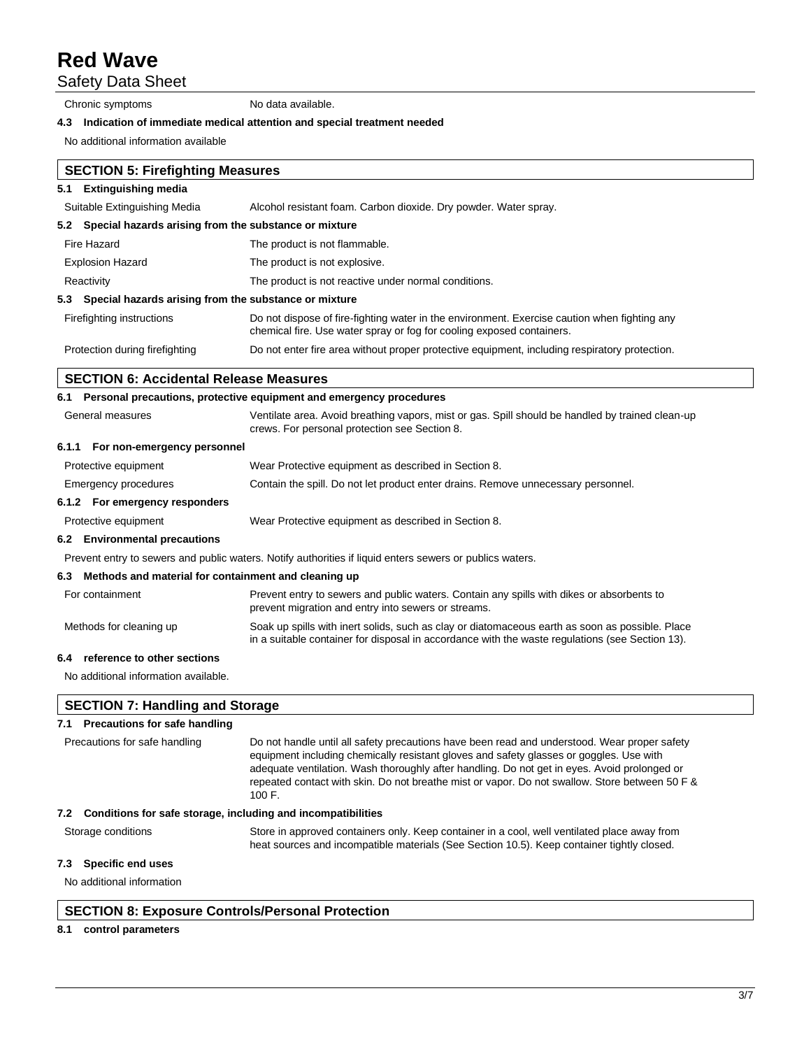| | |
|---|---|
| Chronic symptoms | No data available. |

**4.3 Indication of immediate medical attention and special treatment needed**

No additional information available

## SECTION 5: Firefighting Measures

**5.1 Extinguishing media**

| | |
|---|---|
| Suitable Extinguishing Media | Alcohol resistant foam. Carbon dioxide. Dry powder. Water spray. |

**5.2 Special hazards arising from the substance or mixture**

| | |
|---|---|
| Fire Hazard | The product is not flammable. |
| Explosion Hazard | The product is not explosive. |
| Reactivity | The product is not reactive under normal conditions. |

**5.3 Special hazards arising from the substance or mixture**

| | |
|---|---|
| Firefighting instructions | Do not dispose of fire-fighting water in the environment. Exercise caution when fighting any chemical fire. Use water spray or fog for cooling exposed containers. |
| Protection during firefighting | Do not enter fire area without proper protective equipment, including respiratory protection. |

## SECTION 6: Accidental Release Measures

**6.1 Personal precautions, protective equipment and emergency procedures**

| | |
|---|---|
| General measures | Ventilate area. Avoid breathing vapors, mist or gas. Spill should be handled by trained clean-up crews. For personal protection see Section 8. |

**6.1.1 For non-emergency personnel**

| | |
|---|---|
| Protective equipment | Wear Protective equipment as described in Section 8. |
| Emergency procedures | Contain the spill. Do not let product enter drains. Remove unnecessary personnel. |

**6.1.2 For emergency responders**

| | |
|---|---|
| Protective equipment | Wear Protective equipment as described in Section 8. |

**6.2 Environmental precautions**

Prevent entry to sewers and public waters. Notify authorities if liquid enters sewers or publics waters.

**6.3 Methods and material for containment and cleaning up**

| | |
|---|---|
| For containment | Prevent entry to sewers and public waters. Contain any spills with dikes or absorbents to prevent migration and entry into sewers or streams. |
| Methods for cleaning up | Soak up spills with inert solids, such as clay or diatomaceous earth as soon as possible. Place in a suitable container for disposal in accordance with the waste regulations (see Section 13). |

**6.4 reference to other sections**

No additional information available.

## SECTION 7: Handling and Storage

**7.1 Precautions for safe handling**

| | |
|---|---|
| Precautions for safe handling | Do not handle until all safety precautions have been read and understood. Wear proper safety equipment including chemically resistant gloves and safety glasses or goggles. Use with adequate ventilation. Wash thoroughly after handling. Do not get in eyes. Avoid prolonged or repeated contact with skin. Do not breathe mist or vapor. Do not swallow. Store between 50 F & 100 F. |

**7.2 Conditions for safe storage, including and incompatibilities**

| | |
|---|---|
| Storage conditions | Store in approved containers only. Keep container in a cool, well ventilated place away from heat sources and incompatible materials (See Section 10.5). Keep container tightly closed. |

**7.3 Specific end uses**

No additional information

## SECTION 8: Exposure Controls/Personal Protection

**8.1 control parameters**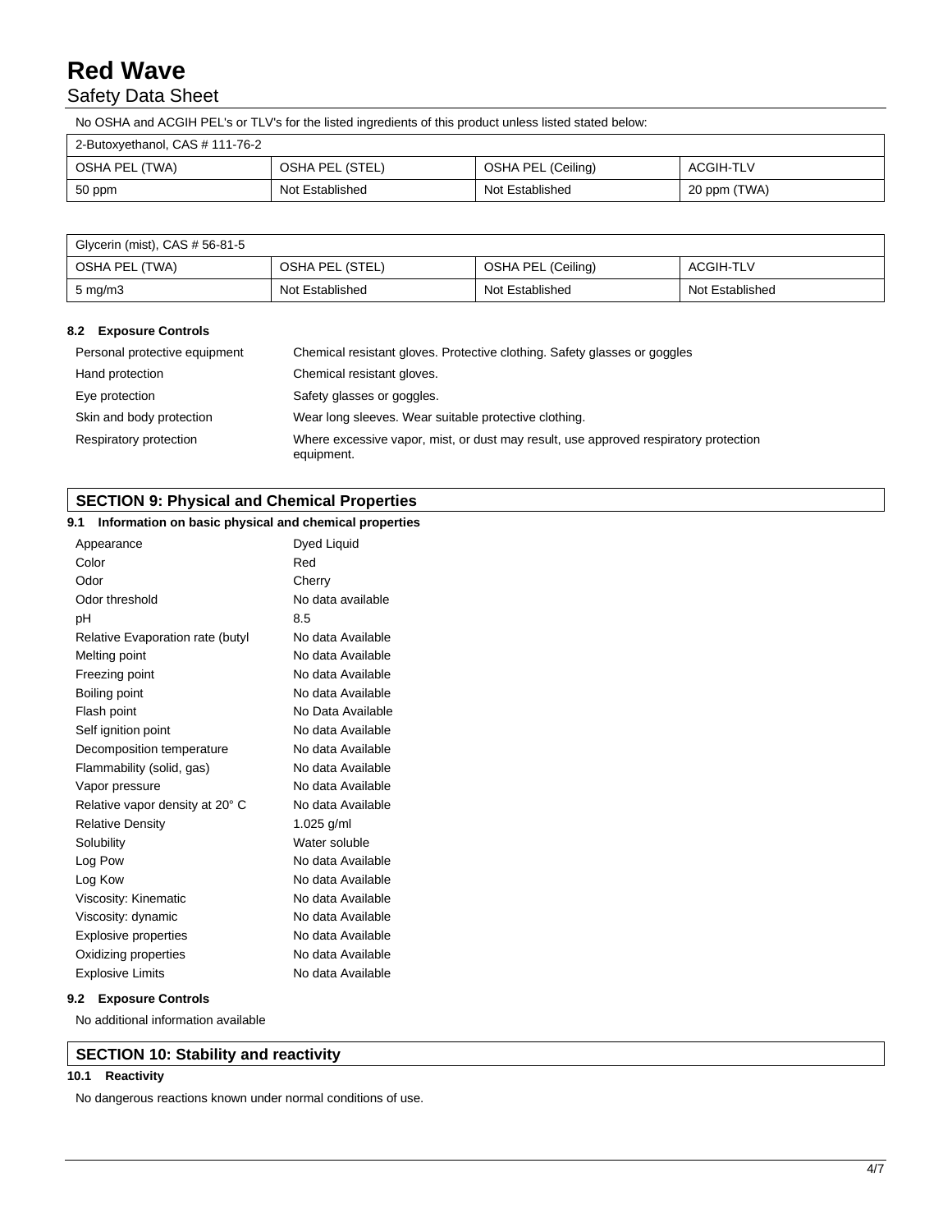No OSHA and ACGIH PEL's or TLV's for the listed ingredients of this product unless listed stated below:

| 2-Butoxyethanol, CAS # 111-76-2 | | | |
|---|---|---|---|
| OSHA PEL (TWA) | OSHA PEL (STEL) | OSHA PEL (Ceiling) | ACGIH-TLV |
| 50 ppm | Not Established | Not Established | 20 ppm (TWA) |

| Glycerin (mist), CAS # 56-81-5 | | | |
|---|---|---|---|
| OSHA PEL (TWA) | OSHA PEL (STEL) | OSHA PEL (Ceiling) | ACGIH-TLV |
| 5 mg/m3 | Not Established | Not Established | Not Established |

### 8.2 Exposure Controls

| | |
|---|---|
| Personal protective equipment | Chemical resistant gloves. Protective clothing. Safety glasses or goggles |
| Hand protection | Chemical resistant gloves. |
| Eye protection | Safety glasses or goggles. |
| Skin and body protection | Wear long sleeves. Wear suitable protective clothing. |
| Respiratory protection | Where excessive vapor, mist, or dust may result, use approved respiratory protection equipment. |

## SECTION 9: Physical and Chemical Properties

### 9.1 Information on basic physical and chemical properties

| | |
|---|---|
| Appearance | Dyed Liquid |
| Color | Red |
| Odor | Cherry |
| Odor threshold | No data available |
| pH | 8.5 |
| Relative Evaporation rate (butyl | No data Available |
| Melting point | No data Available |
| Freezing point | No data Available |
| Boiling point | No data Available |
| Flash point | No Data Available |
| Self ignition point | No data Available |
| Decomposition temperature | No data Available |
| Flammability (solid, gas) | No data Available |
| Vapor pressure | No data Available |
| Relative vapor density at 20° C | No data Available |
| Relative Density | 1.025 g/ml |
| Solubility | Water soluble |
| Log Pow | No data Available |
| Log Kow | No data Available |
| Viscosity: Kinematic | No data Available |
| Viscosity: dynamic | No data Available |
| Explosive properties | No data Available |
| Oxidizing properties | No data Available |
| Explosive Limits | No data Available |

### 9.2 Exposure Controls

No additional information available

## SECTION 10: Stability and reactivity

### 10.1 Reactivity

No dangerous reactions known under normal conditions of use.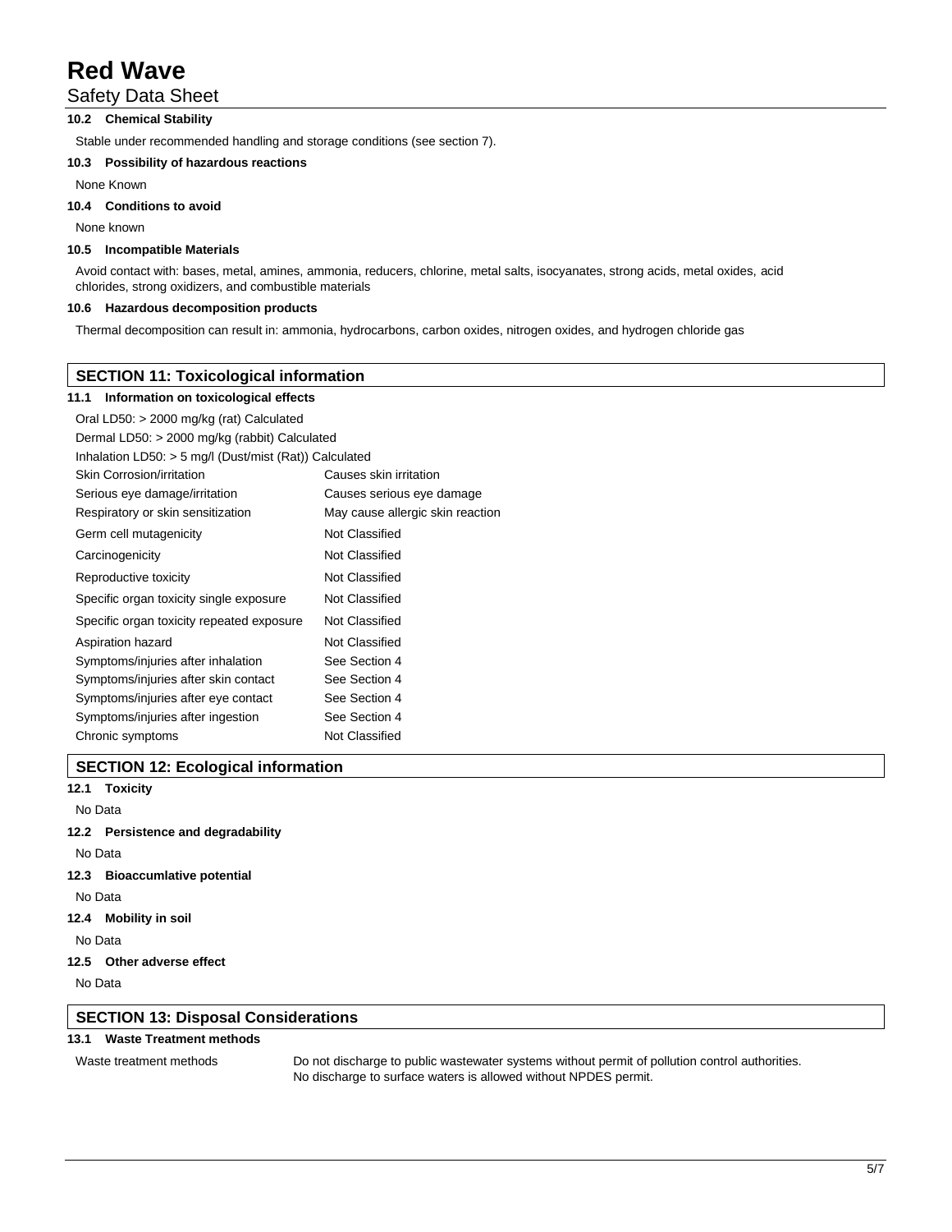### 10.2 Chemical Stability

Stable under recommended handling and storage conditions (see section 7).

### 10.3 Possibility of hazardous reactions

None Known

### 10.4 Conditions to avoid

None known

### 10.5 Incompatible Materials

Avoid contact with: bases, metal, amines, ammonia, reducers, chlorine, metal salts, isocyanates, strong acids, metal oxides, acid chlorides, strong oxidizers, and combustible materials

### 10.6 Hazardous decomposition products

Thermal decomposition can result in: ammonia, hydrocarbons, carbon oxides, nitrogen oxides, and hydrogen chloride gas

## SECTION 11: Toxicological information

### 11.1 Information on toxicological effects

Oral LD50: > 2000 mg/kg (rat) Calculated

Dermal LD50: > 2000 mg/kg (rabbit) Calculated

Inhalation LD50: > 5 mg/l (Dust/mist (Rat)) Calculated

| | |
|---|---|
| Skin Corrosion/irritation | Causes skin irritation |
| Serious eye damage/irritation | Causes serious eye damage |
| Respiratory or skin sensitization | May cause allergic skin reaction |
| Germ cell mutagenicity | Not Classified |
| Carcinogenicity | Not Classified |
| Reproductive toxicity | Not Classified |
| Specific organ toxicity single exposure | Not Classified |
| Specific organ toxicity repeated exposure | Not Classified |
| Aspiration hazard | Not Classified |
| Symptoms/injuries after inhalation | See Section 4 |
| Symptoms/injuries after skin contact | See Section 4 |
| Symptoms/injuries after eye contact | See Section 4 |
| Symptoms/injuries after ingestion | See Section 4 |
| Chronic symptoms | Not Classified |

## SECTION 12: Ecological information

### 12.1 Toxicity

No Data

### 12.2 Persistence and degradability

No Data

### 12.3 Bioaccumlative potential

No Data

### 12.4 Mobility in soil

No Data

### 12.5 Other adverse effect

No Data

## SECTION 13: Disposal Considerations

### 13.1 Waste Treatment methods

| | |
|---|---|
| Waste treatment methods | Do not discharge to public wastewater systems without permit of pollution control authorities. No discharge to surface waters is allowed without NPDES permit. |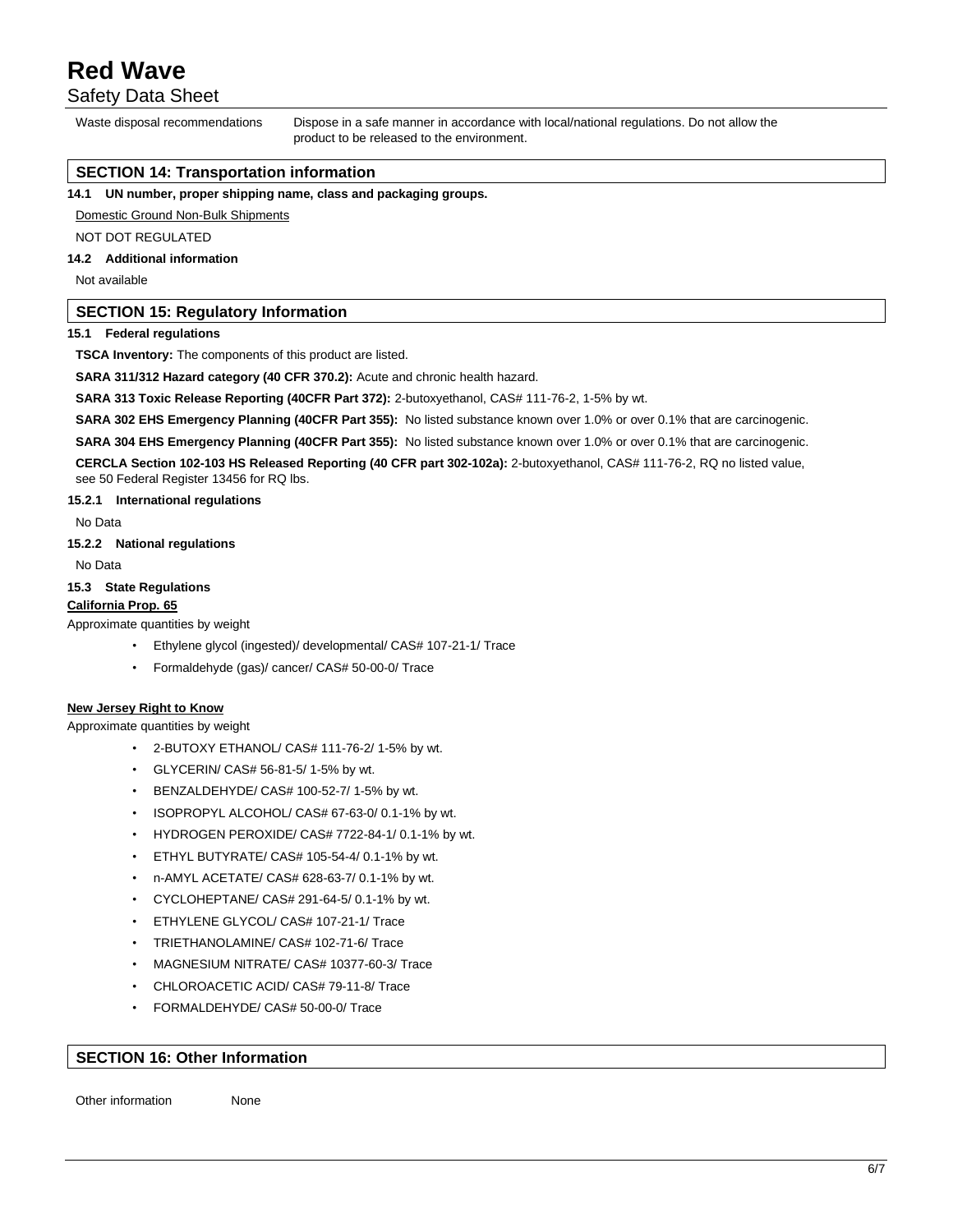Waste disposal recommendations: Dispose in a safe manner in accordance with local/national regulations. Do not allow the product to be released to the environment.

## SECTION 14: Transportation information

**14.1 UN number, proper shipping name, class and packaging groups.**

Domestic Ground Non-Bulk Shipments

NOT DOT REGULATED

**14.2 Additional information**

Not available

## SECTION 15: Regulatory Information

**15.1 Federal regulations**

**TSCA Inventory:** The components of this product are listed.

**SARA 311/312 Hazard category (40 CFR 370.2):** Acute and chronic health hazard.

**SARA 313 Toxic Release Reporting (40CFR Part 372):** 2-butoxyethanol, CAS# 111-76-2, 1-5% by wt.

**SARA 302 EHS Emergency Planning (40CFR Part 355):** No listed substance known over 1.0% or over 0.1% that are carcinogenic.

**SARA 304 EHS Emergency Planning (40CFR Part 355):** No listed substance known over 1.0% or over 0.1% that are carcinogenic.

**CERCLA Section 102-103 HS Released Reporting (40 CFR part 302-102a):** 2-butoxyethanol, CAS# 111-76-2, RQ no listed value, see 50 Federal Register 13456 for RQ lbs.

**15.2.1 International regulations**

No Data

**15.2.2 National regulations**

No Data

**15.3 State Regulations**

**California Prop. 65**

Approximate quantities by weight

- Ethylene glycol (ingested)/ developmental/ CAS# 107-21-1/ Trace
- Formaldehyde (gas)/ cancer/ CAS# 50-00-0/ Trace

**New Jersey Right to Know**

Approximate quantities by weight

- 2-BUTOXY ETHANOL/ CAS# 111-76-2/ 1-5% by wt.
- GLYCERIN/ CAS# 56-81-5/ 1-5% by wt.
- BENZALDEHYDE/ CAS# 100-52-7/ 1-5% by wt.
- ISOPROPYL ALCOHOL/ CAS# 67-63-0/ 0.1-1% by wt.
- HYDROGEN PEROXIDE/ CAS# 7722-84-1/ 0.1-1% by wt.
- ETHYL BUTYRATE/ CAS# 105-54-4/ 0.1-1% by wt.
- n-AMYL ACETATE/ CAS# 628-63-7/ 0.1-1% by wt.
- CYCLOHEPTANE/ CAS# 291-64-5/ 0.1-1% by wt.
- ETHYLENE GLYCOL/ CAS# 107-21-1/ Trace
- TRIETHANOLAMINE/ CAS# 102-71-6/ Trace
- MAGNESIUM NITRATE/ CAS# 10377-60-3/ Trace
- CHLOROACETIC ACID/ CAS# 79-11-8/ Trace
- FORMALDEHYDE/ CAS# 50-00-0/ Trace

## SECTION 16: Other Information

Other information: None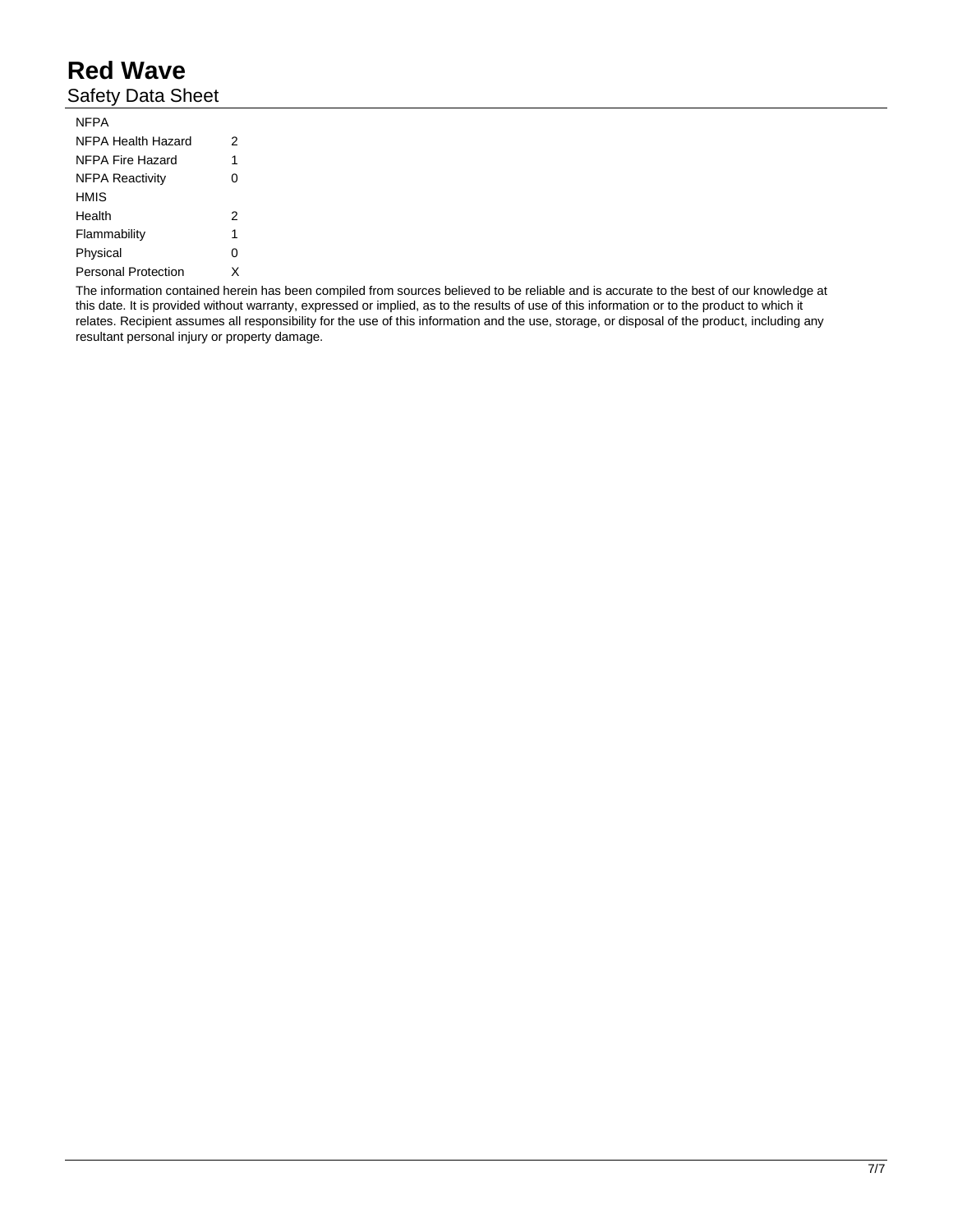| | |
|---|---|
| NFPA | |
| NFPA Health Hazard | 2 |
| NFPA Fire Hazard | 1 |
| NFPA Reactivity | 0 |
| HMIS | |
| Health | 2 |
| Flammability | 1 |
| Physical | 0 |
| Personal Protection | X |

The information contained herein has been compiled from sources believed to be reliable and is accurate to the best of our knowledge at this date. It is provided without warranty, expressed or implied, as to the results of use of this information or to the product to which it relates. Recipient assumes all responsibility for the use of this information and the use, storage, or disposal of the product, including any resultant personal injury or property damage.